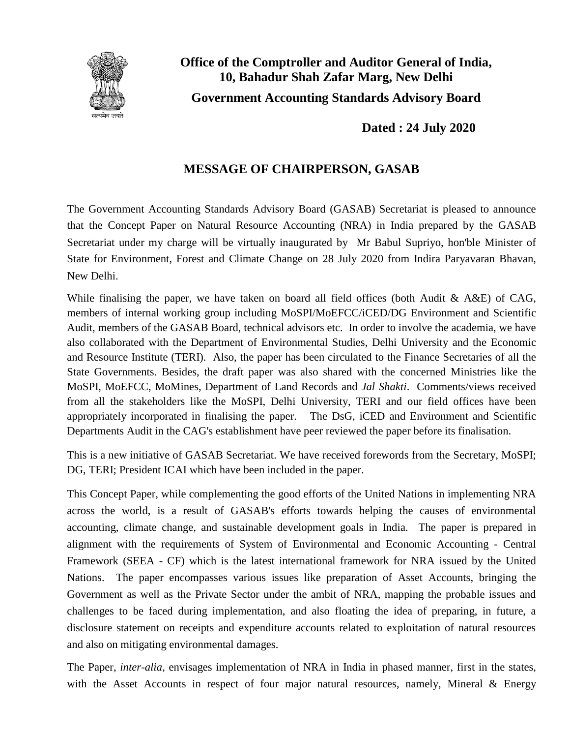**Office of the Comptroller and Auditor General of India,**
**10, Bahadur Shah Zafar Marg, New Delhi**

**Government Accounting Standards Advisory Board**

सत्यमेव जयते

**Dated : 24 July 2020**

## MESSAGE OF CHAIRPERSON, GASAB

The Government Accounting Standards Advisory Board (GASAB) Secretariat is pleased to announce that the Concept Paper on Natural Resource Accounting (NRA) in India prepared by the GASAB Secretariat under my charge will be virtually inaugurated by Mr Babul Supriyo, hon'ble Minister of State for Environment, Forest and Climate Change on 28 July 2020 from Indira Paryavaran Bhavan, New Delhi.

While finalising the paper, we have taken on board all field offices (both Audit & A&E) of CAG, members of internal working group including MoSPI/MoEFCC/iCED/DG Environment and Scientific Audit, members of the GASAB Board, technical advisors etc. In order to involve the academia, we have also collaborated with the Department of Environmental Studies, Delhi University and the Economic and Resource Institute (TERI). Also, the paper has been circulated to the Finance Secretaries of all the State Governments. Besides, the draft paper was also shared with the concerned Ministries like the MoSPI, MoEFCC, MoMines, Department of Land Records and *Jal Shakti*. Comments/views received from all the stakeholders like the MoSPI, Delhi University, TERI and our field offices have been appropriately incorporated in finalising the paper. The DsG, iCED and Environment and Scientific Departments Audit in the CAG's establishment have peer reviewed the paper before its finalisation.

This is a new initiative of GASAB Secretariat. We have received forewords from the Secretary, MoSPI; DG, TERI; President ICAI which have been included in the paper.

This Concept Paper, while complementing the good efforts of the United Nations in implementing NRA across the world, is a result of GASAB's efforts towards helping the causes of environmental accounting, climate change, and sustainable development goals in India. The paper is prepared in alignment with the requirements of System of Environmental and Economic Accounting - Central Framework (SEEA - CF) which is the latest international framework for NRA issued by the United Nations. The paper encompasses various issues like preparation of Asset Accounts, bringing the Government as well as the Private Sector under the ambit of NRA, mapping the probable issues and challenges to be faced during implementation, and also floating the idea of preparing, in future, a disclosure statement on receipts and expenditure accounts related to exploitation of natural resources and also on mitigating environmental damages.

The Paper, *inter-alia*, envisages implementation of NRA in India in phased manner, first in the states, with the Asset Accounts in respect of four major natural resources, namely, Mineral & Energy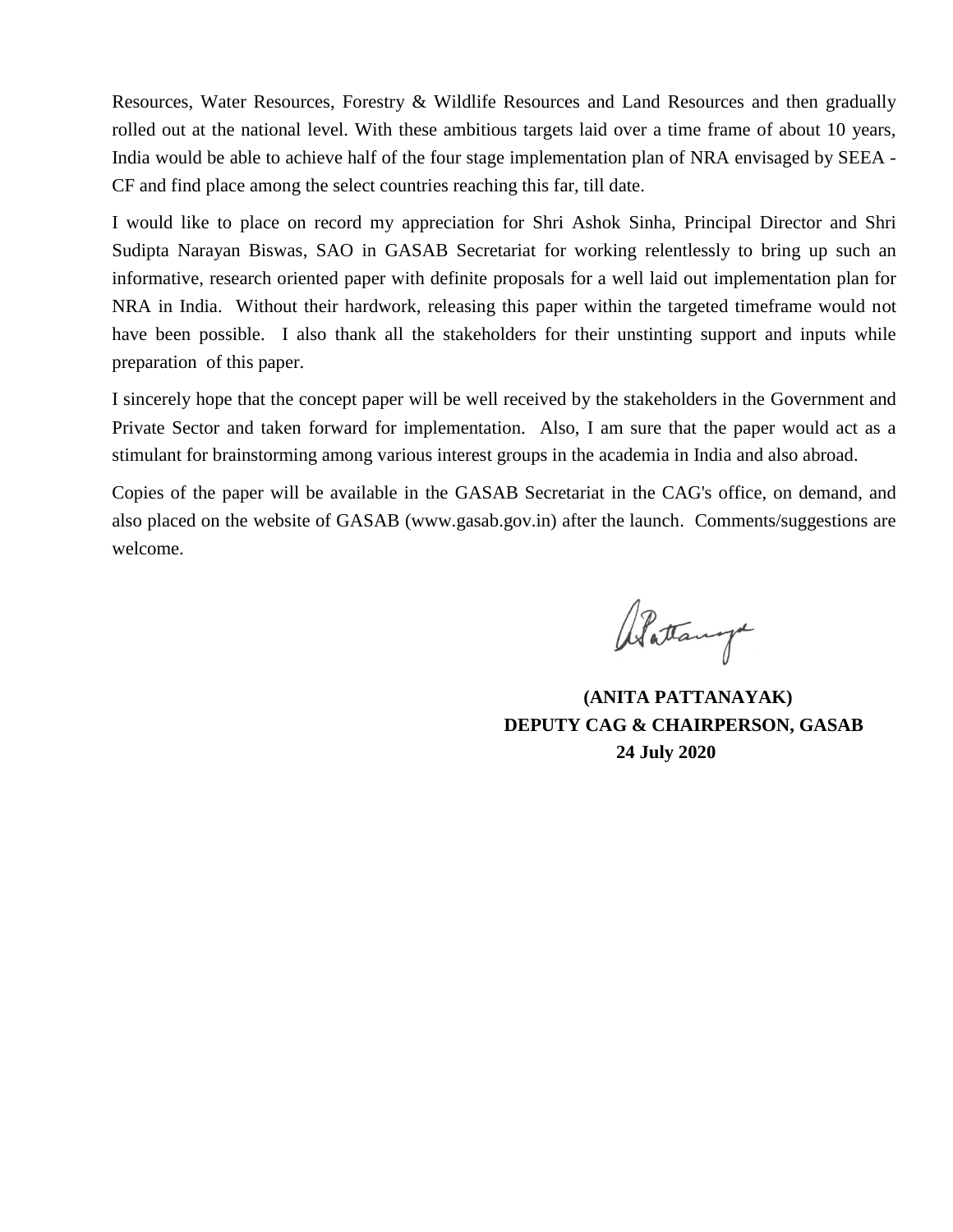Resources, Water Resources, Forestry & Wildlife Resources and Land Resources and then gradually rolled out at the national level. With these ambitious targets laid over a time frame of about 10 years, India would be able to achieve half of the four stage implementation plan of NRA envisaged by SEEA - CF and find place among the select countries reaching this far, till date.

I would like to place on record my appreciation for Shri Ashok Sinha, Principal Director and Shri Sudipta Narayan Biswas, SAO in GASAB Secretariat for working relentlessly to bring up such an informative, research oriented paper with definite proposals for a well laid out implementation plan for NRA in India. Without their hardwork, releasing this paper within the targeted timeframe would not have been possible. I also thank all the stakeholders for their unstinting support and inputs while preparation of this paper.

I sincerely hope that the concept paper will be well received by the stakeholders in the Government and Private Sector and taken forward for implementation. Also, I am sure that the paper would act as a stimulant for brainstorming among various interest groups in the academia in India and also abroad.

Copies of the paper will be available in the GASAB Secretariat in the CAG's office, on demand, and also placed on the website of GASAB (www.gasab.gov.in) after the launch. Comments/suggestions are welcome.

**(ANITA PATTANAYAK)**
**DEPUTY CAG & CHAIRPERSON, GASAB**
**24 July 2020**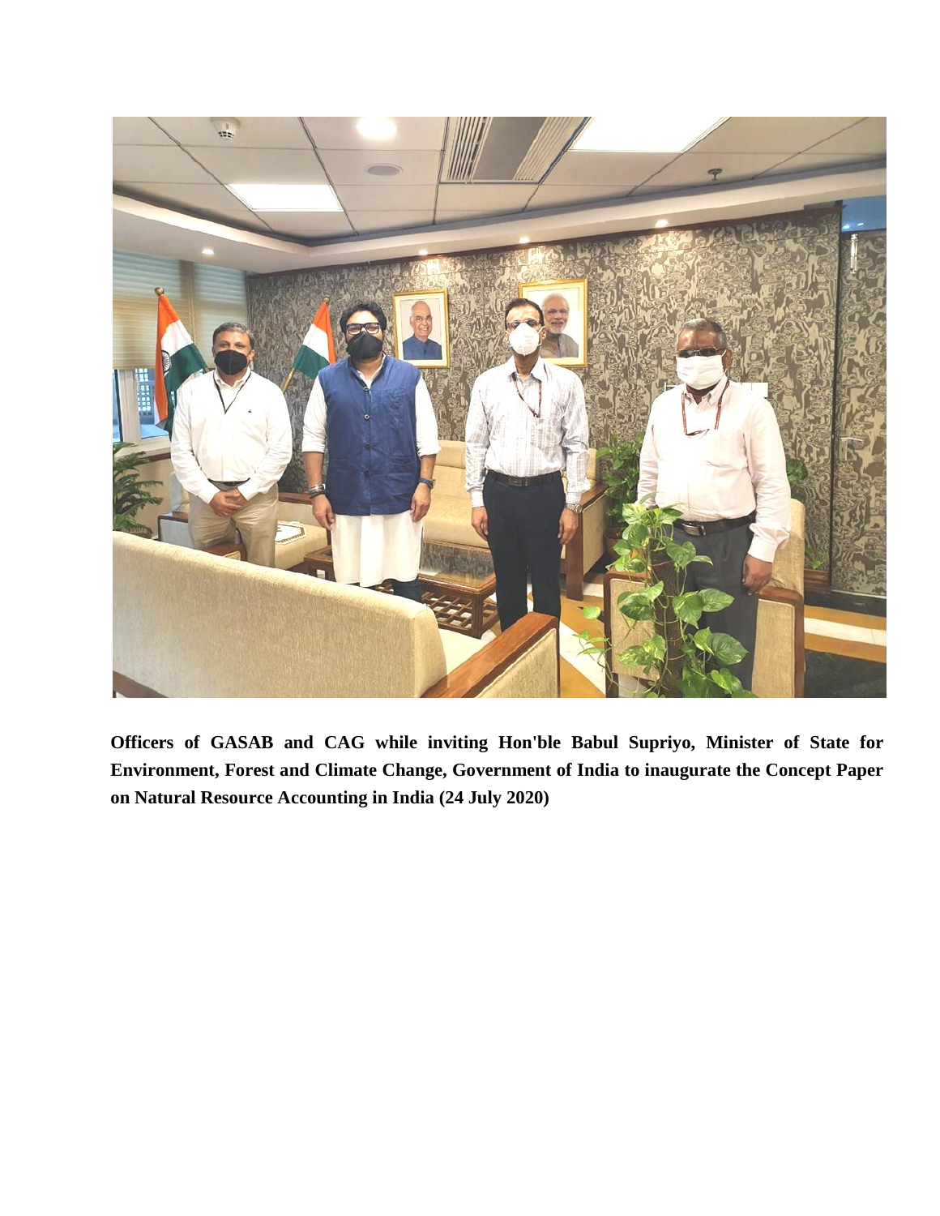**Officers of GASAB and CAG while inviting Hon'ble Babul Supriyo, Minister of State for Environment, Forest and Climate Change, Government of India to inaugurate the Concept Paper on Natural Resource Accounting in India (24 July 2020)**